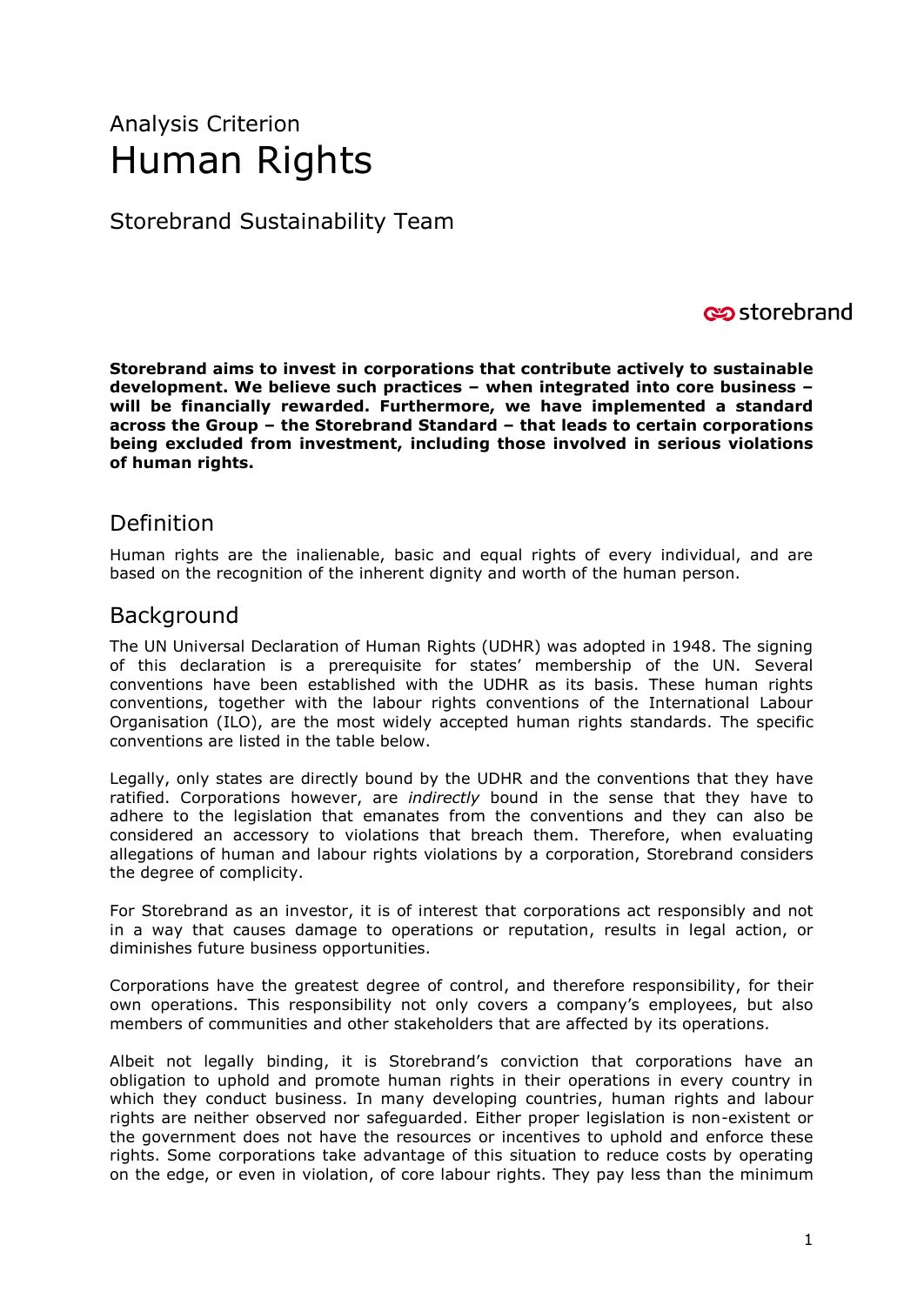Analysis Criterion

# Human Rights

Storebrand Sustainability Team

storebrand

**Storebrand aims to invest in corporations that contribute actively to sustainable development. We believe such practices – when integrated into core business – will be financially rewarded. Furthermore, we have implemented a standard across the Group – the Storebrand Standard – that leads to certain corporations being excluded from investment, including those involved in serious violations of human rights.**

## Definition

Human rights are the inalienable, basic and equal rights of every individual, and are based on the recognition of the inherent dignity and worth of the human person.

## Background

The UN Universal Declaration of Human Rights (UDHR) was adopted in 1948. The signing of this declaration is a prerequisite for states' membership of the UN. Several conventions have been established with the UDHR as its basis. These human rights conventions, together with the labour rights conventions of the International Labour Organisation (ILO), are the most widely accepted human rights standards. The specific conventions are listed in the table below.

Legally, only states are directly bound by the UDHR and the conventions that they have ratified. Corporations however, are *indirectly* bound in the sense that they have to adhere to the legislation that emanates from the conventions and they can also be considered an accessory to violations that breach them. Therefore, when evaluating allegations of human and labour rights violations by a corporation, Storebrand considers the degree of complicity.

For Storebrand as an investor, it is of interest that corporations act responsibly and not in a way that causes damage to operations or reputation, results in legal action, or diminishes future business opportunities.

Corporations have the greatest degree of control, and therefore responsibility, for their own operations. This responsibility not only covers a company's employees, but also members of communities and other stakeholders that are affected by its operations.

Albeit not legally binding, it is Storebrand's conviction that corporations have an obligation to uphold and promote human rights in their operations in every country in which they conduct business. In many developing countries, human rights and labour rights are neither observed nor safeguarded. Either proper legislation is non-existent or the government does not have the resources or incentives to uphold and enforce these rights. Some corporations take advantage of this situation to reduce costs by operating on the edge, or even in violation, of core labour rights. They pay less than the minimum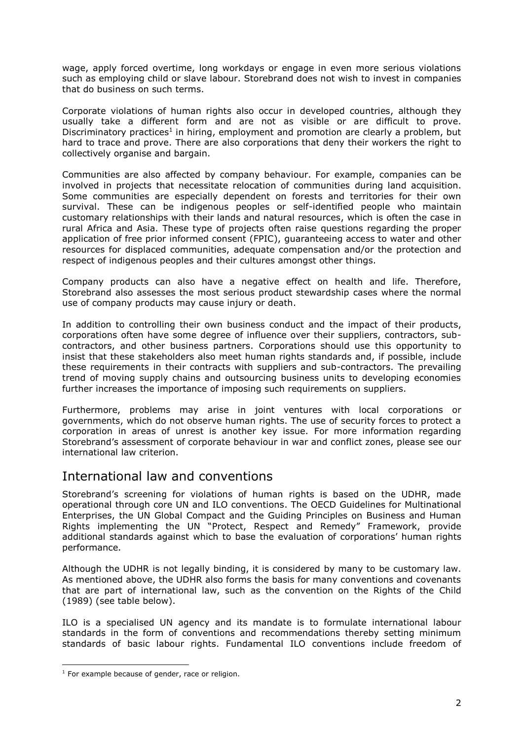wage, apply forced overtime, long workdays or engage in even more serious violations such as employing child or slave labour. Storebrand does not wish to invest in companies that do business on such terms.

Corporate violations of human rights also occur in developed countries, although they usually take a different form and are not as visible or are difficult to prove. Discriminatory practices[1] in hiring, employment and promotion are clearly a problem, but hard to trace and prove. There are also corporations that deny their workers the right to collectively organise and bargain.

Communities are also affected by company behaviour. For example, companies can be involved in projects that necessitate relocation of communities during land acquisition. Some communities are especially dependent on forests and territories for their own survival. These can be indigenous peoples or self-identified people who maintain customary relationships with their lands and natural resources, which is often the case in rural Africa and Asia. These type of projects often raise questions regarding the proper application of free prior informed consent (FPIC), guaranteeing access to water and other resources for displaced communities, adequate compensation and/or the protection and respect of indigenous peoples and their cultures amongst other things.

Company products can also have a negative effect on health and life. Therefore, Storebrand also assesses the most serious product stewardship cases where the normal use of company products may cause injury or death.

In addition to controlling their own business conduct and the impact of their products, corporations often have some degree of influence over their suppliers, contractors, sub-contractors, and other business partners. Corporations should use this opportunity to insist that these stakeholders also meet human rights standards and, if possible, include these requirements in their contracts with suppliers and sub-contractors. The prevailing trend of moving supply chains and outsourcing business units to developing economies further increases the importance of imposing such requirements on suppliers.

Furthermore, problems may arise in joint ventures with local corporations or governments, which do not observe human rights. The use of security forces to protect a corporation in areas of unrest is another key issue. For more information regarding Storebrand's assessment of corporate behaviour in war and conflict zones, please see our international law criterion.

## International law and conventions

Storebrand's screening for violations of human rights is based on the UDHR, made operational through core UN and ILO conventions. The OECD Guidelines for Multinational Enterprises, the UN Global Compact and the Guiding Principles on Business and Human Rights implementing the UN "Protect, Respect and Remedy" Framework, provide additional standards against which to base the evaluation of corporations' human rights performance.

Although the UDHR is not legally binding, it is considered by many to be customary law. As mentioned above, the UDHR also forms the basis for many conventions and covenants that are part of international law, such as the convention on the Rights of the Child (1989) (see table below).

ILO is a specialised UN agency and its mandate is to formulate international labour standards in the form of conventions and recommendations thereby setting minimum standards of basic labour rights. Fundamental ILO conventions include freedom of

[1] For example because of gender, race or religion.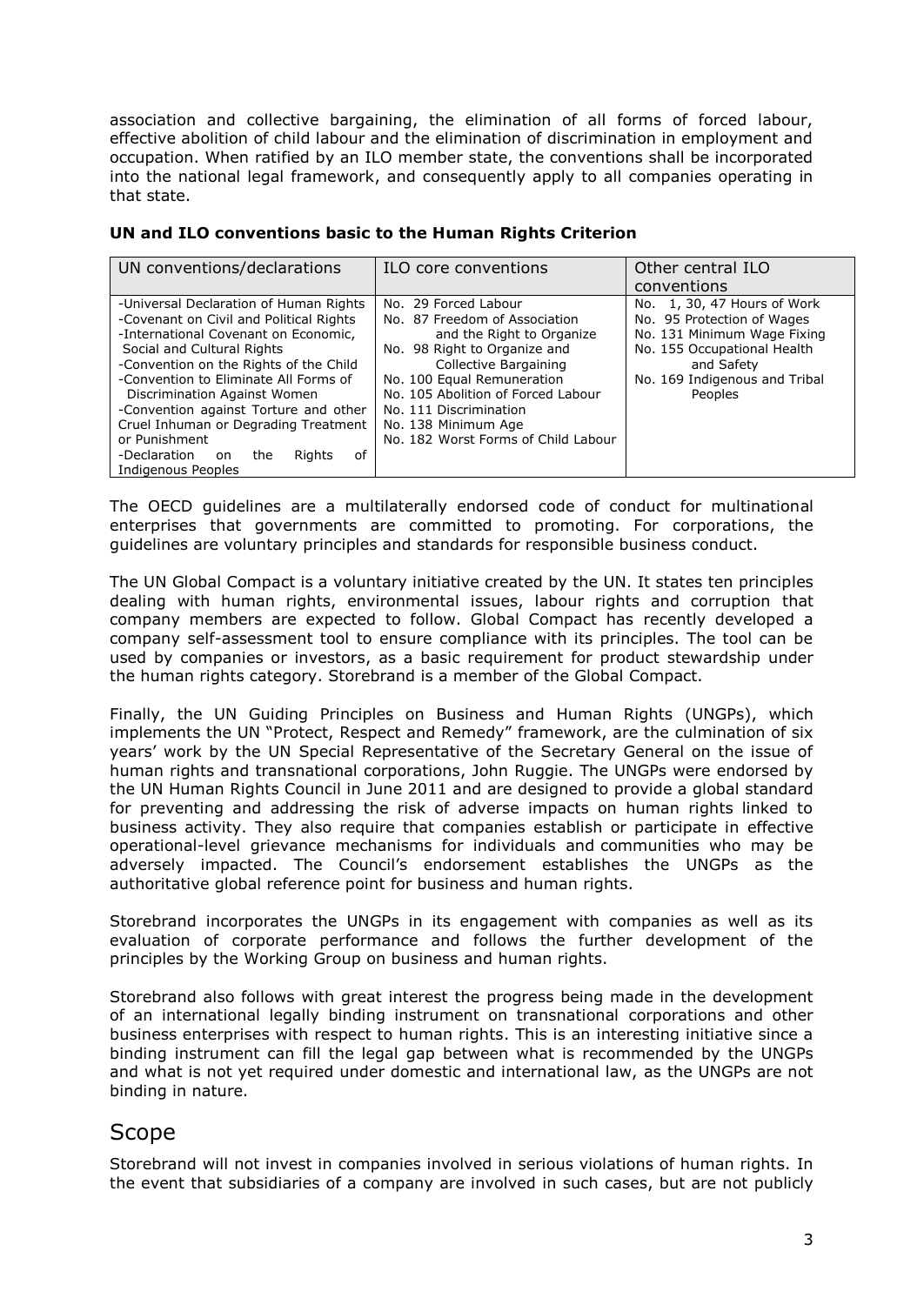association and collective bargaining, the elimination of all forms of forced labour, effective abolition of child labour and the elimination of discrimination in employment and occupation. When ratified by an ILO member state, the conventions shall be incorporated into the national legal framework, and consequently apply to all companies operating in that state.

**UN and ILO conventions basic to the Human Rights Criterion**

| UN conventions/declarations | ILO core conventions | Other central ILO conventions |
|---|---|---|
| -Universal Declaration of Human Rights<br>-Covenant on Civil and Political Rights<br>-International Covenant on Economic, Social and Cultural Rights<br>-Convention on the Rights of the Child<br>-Convention to Eliminate All Forms of Discrimination Against Women<br>-Convention against Torture and other Cruel Inhuman or Degrading Treatment or Punishment<br>-Declaration on the Rights of Indigenous Peoples | No. 29 Forced Labour<br>No. 87 Freedom of Association and the Right to Organize<br>No. 98 Right to Organize and Collective Bargaining<br>No. 100 Equal Remuneration<br>No. 105 Abolition of Forced Labour<br>No. 111 Discrimination<br>No. 138 Minimum Age<br>No. 182 Worst Forms of Child Labour | No. 1, 30, 47 Hours of Work<br>No. 95 Protection of Wages<br>No. 131 Minimum Wage Fixing<br>No. 155 Occupational Health and Safety<br>No. 169 Indigenous and Tribal Peoples |

The OECD guidelines are a multilaterally endorsed code of conduct for multinational enterprises that governments are committed to promoting. For corporations, the guidelines are voluntary principles and standards for responsible business conduct.

The UN Global Compact is a voluntary initiative created by the UN. It states ten principles dealing with human rights, environmental issues, labour rights and corruption that company members are expected to follow. Global Compact has recently developed a company self-assessment tool to ensure compliance with its principles. The tool can be used by companies or investors, as a basic requirement for product stewardship under the human rights category. Storebrand is a member of the Global Compact.

Finally, the UN Guiding Principles on Business and Human Rights (UNGPs), which implements the UN "Protect, Respect and Remedy" framework, are the culmination of six years' work by the UN Special Representative of the Secretary General on the issue of human rights and transnational corporations, John Ruggie. The UNGPs were endorsed by the UN Human Rights Council in June 2011 and are designed to provide a global standard for preventing and addressing the risk of adverse impacts on human rights linked to business activity. They also require that companies establish or participate in effective operational-level grievance mechanisms for individuals and communities who may be adversely impacted. The Council's endorsement establishes the UNGPs as the authoritative global reference point for business and human rights.

Storebrand incorporates the UNGPs in its engagement with companies as well as its evaluation of corporate performance and follows the further development of the principles by the Working Group on business and human rights.

Storebrand also follows with great interest the progress being made in the development of an international legally binding instrument on transnational corporations and other business enterprises with respect to human rights. This is an interesting initiative since a binding instrument can fill the legal gap between what is recommended by the UNGPs and what is not yet required under domestic and international law, as the UNGPs are not binding in nature.

## Scope

Storebrand will not invest in companies involved in serious violations of human rights. In the event that subsidiaries of a company are involved in such cases, but are not publicly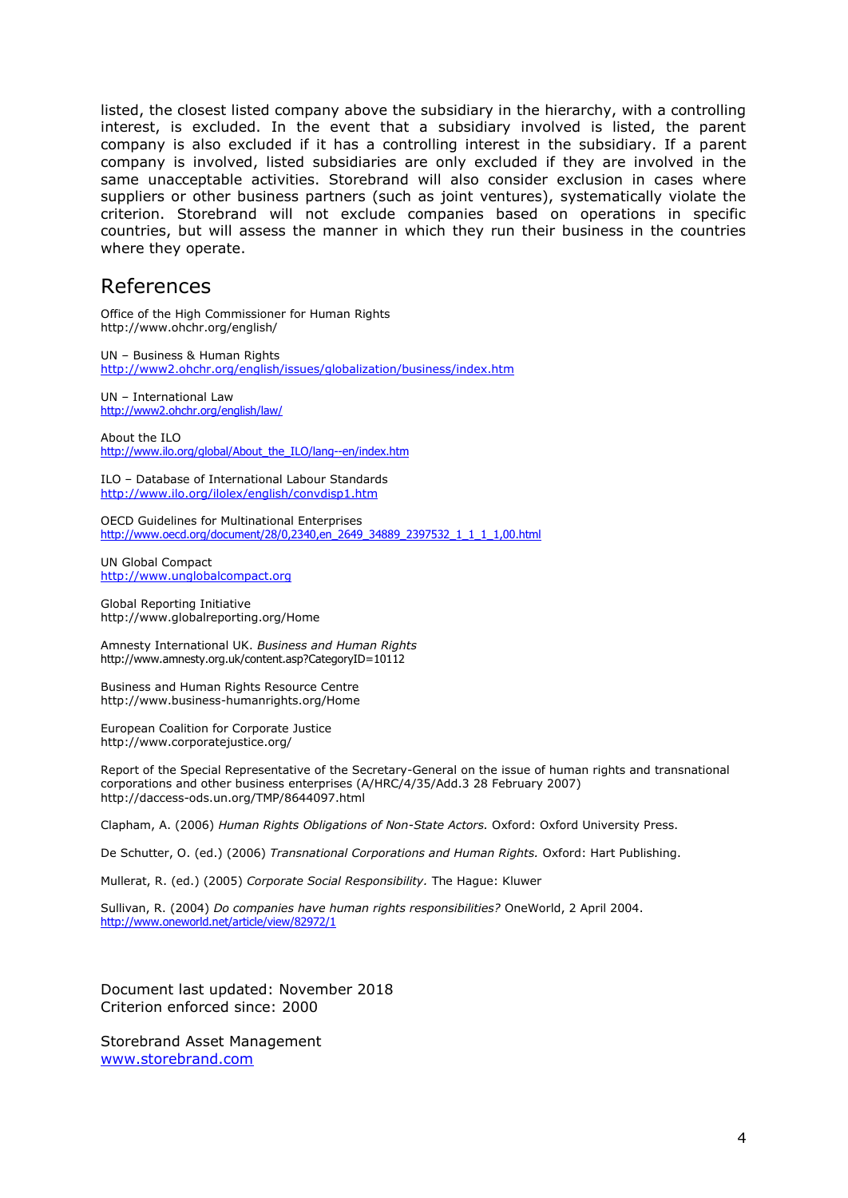listed, the closest listed company above the subsidiary in the hierarchy, with a controlling interest, is excluded. In the event that a subsidiary involved is listed, the parent company is also excluded if it has a controlling interest in the subsidiary. If a parent company is involved, listed subsidiaries are only excluded if they are involved in the same unacceptable activities. Storebrand will also consider exclusion in cases where suppliers or other business partners (such as joint ventures), systematically violate the criterion. Storebrand will not exclude companies based on operations in specific countries, but will assess the manner in which they run their business in the countries where they operate.

## References

Office of the High Commissioner for Human Rights
http://www.ohchr.org/english/

UN – Business & Human Rights
http://www2.ohchr.org/english/issues/globalization/business/index.htm

UN – International Law
http://www2.ohchr.org/english/law/

About the ILO
http://www.ilo.org/global/About_the_ILO/lang--en/index.htm

ILO – Database of International Labour Standards
http://www.ilo.org/ilolex/english/convdisp1.htm

OECD Guidelines for Multinational Enterprises
http://www.oecd.org/document/28/0,2340,en_2649_34889_2397532_1_1_1_1,00.html

UN Global Compact
http://www.unglobalcompact.org

Global Reporting Initiative
http://www.globalreporting.org/Home

Amnesty International UK. *Business and Human Rights*
http://www.amnesty.org.uk/content.asp?CategoryID=10112

Business and Human Rights Resource Centre
http://www.business-humanrights.org/Home

European Coalition for Corporate Justice
http://www.corporatejustice.org/

Report of the Special Representative of the Secretary-General on the issue of human rights and transnational corporations and other business enterprises (A/HRC/4/35/Add.3 28 February 2007)
http://daccess-ods.un.org/TMP/8644097.html

Clapham, A. (2006) *Human Rights Obligations of Non-State Actors.* Oxford: Oxford University Press.

De Schutter, O. (ed.) (2006) *Transnational Corporations and Human Rights.* Oxford: Hart Publishing.

Mullerat, R. (ed.) (2005) *Corporate Social Responsibility.* The Hague: Kluwer

Sullivan, R. (2004) *Do companies have human rights responsibilities?* OneWorld, 2 April 2004.
http://www.oneworld.net/article/view/82972/1

Document last updated: November 2018
Criterion enforced since: 2000

Storebrand Asset Management
www.storebrand.com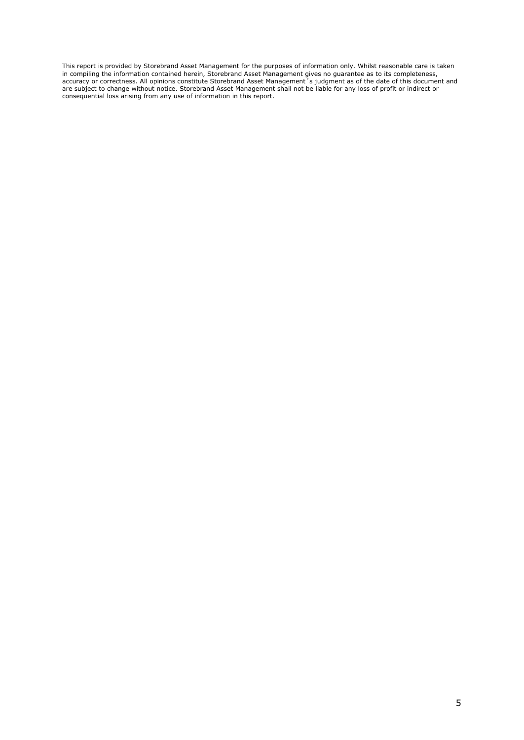This report is provided by Storebrand Asset Management for the purposes of information only. Whilst reasonable care is taken in compiling the information contained herein, Storebrand Asset Management gives no guarantee as to its completeness, accuracy or correctness. All opinions constitute Storebrand Asset Management´s judgment as of the date of this document and are subject to change without notice. Storebrand Asset Management shall not be liable for any loss of profit or indirect or consequential loss arising from any use of information in this report.